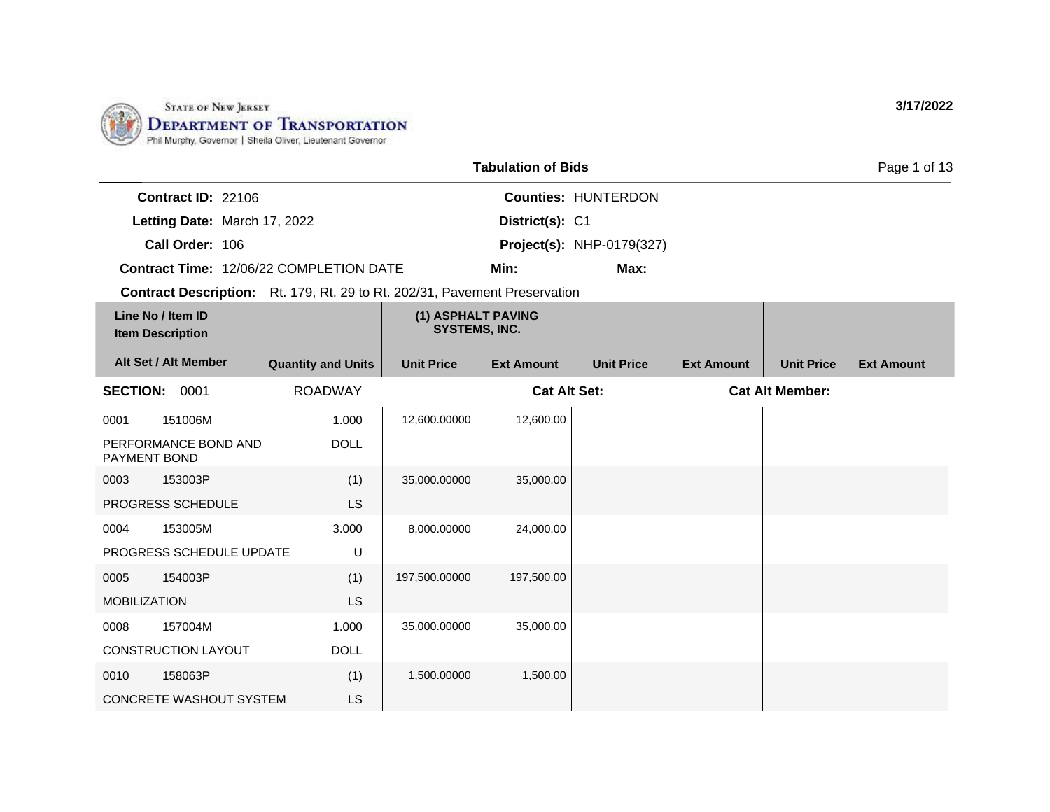STATE OF NEW JERSEY
**DEPARTMENT OF TRANSPORTATION**
Phil Murphy, Governor | Sheila Oliver, Lieutenant Governor

**3/17/2022**

## Tabulation of Bids

**Contract ID:** 22106
**Letting Date:** March 17, 2022
**Call Order:** 106
**Contract Time:** 12/06/22 COMPLETION DATE

**Counties:** HUNTERDON
**District(s):** C1
**Project(s):** NHP-0179(327)
**Min:**
**Max:**

**Contract Description:** Rt. 179, Rt. 29 to Rt. 202/31, Pavement Preservation

| Line No / Item ID / Item Description | | | (1) ASPHALT PAVING SYSTEMS, INC. | | | | | |
|---|---|---|---|---|---|---|---|---|
| **Alt Set / Alt Member** | | **Quantity and Units** | **Unit Price** | **Ext Amount** | **Unit Price** | **Ext Amount** | **Unit Price** | **Ext Amount** |
| **SECTION:** 0001 | | ROADWAY | | **Cat Alt Set:** | | | **Cat Alt Member:** | |
| 0001 | 151006M | 1.000 | 12,600.00000 | 12,600.00 | | | | |
| PERFORMANCE BOND AND PAYMENT BOND | | DOLL | | | | | | |
| 0003 | 153003P | (1) | 35,000.00000 | 35,000.00 | | | | |
| PROGRESS SCHEDULE | | LS | | | | | | |
| 0004 | 153005M | 3.000 | 8,000.00000 | 24,000.00 | | | | |
| PROGRESS SCHEDULE UPDATE | | U | | | | | | |
| 0005 | 154003P | (1) | 197,500.00000 | 197,500.00 | | | | |
| MOBILIZATION | | LS | | | | | | |
| 0008 | 157004M | 1.000 | 35,000.00000 | 35,000.00 | | | | |
| CONSTRUCTION LAYOUT | | DOLL | | | | | | |
| 0010 | 158063P | (1) | 1,500.00000 | 1,500.00 | | | | |
| CONCRETE WASHOUT SYSTEM | | LS | | | | | | |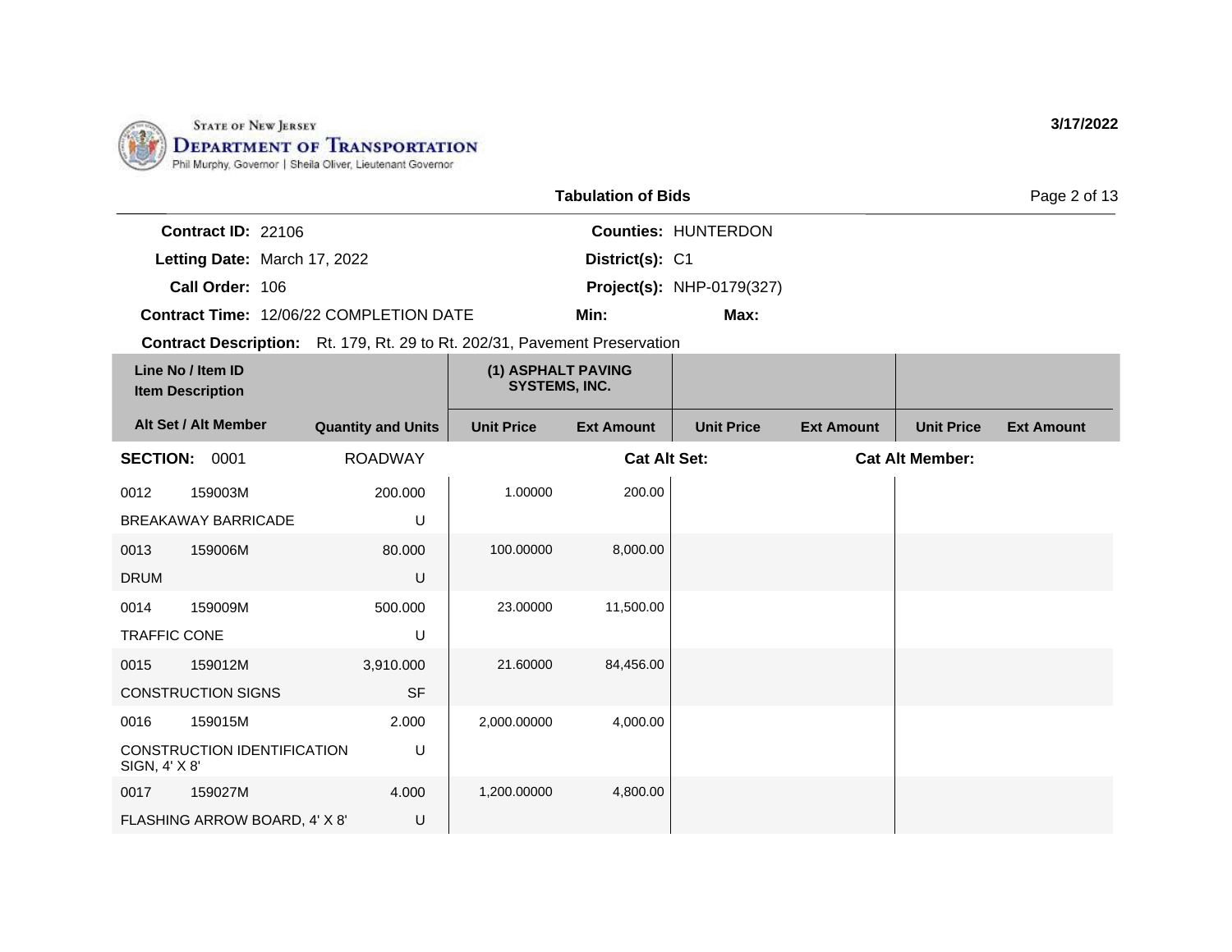STATE OF NEW JERSEY
DEPARTMENT OF TRANSPORTATION
Phil Murphy, Governor | Sheila Oliver, Lieutenant Governor

**3/17/2022**

## Tabulation of Bids

**Contract ID:** 22106
**Letting Date:** March 17, 2022
**Call Order:** 106
**Contract Time:** 12/06/22 COMPLETION DATE

**Counties:** HUNTERDON
**District(s):** C1
**Project(s):** NHP-0179(327)
**Min:** **Max:**

**Contract Description:** Rt. 179, Rt. 29 to Rt. 202/31, Pavement Preservation

| Line No / Item ID / Item Description | | Alt Set / Alt Member | Quantity and Units | (1) ASPHALT PAVING SYSTEMS, INC. Unit Price | (1) ASPHALT PAVING SYSTEMS, INC. Ext Amount | Unit Price | Ext Amount | Unit Price | Ext Amount |
|---|---|---|---|---|---|---|---|---|---|
| **SECTION: 0001** | | | ROADWAY | | **Cat Alt Set:** | | | **Cat Alt Member:** | |
| 0012 | 159003M | | 200.000 | 1.00000 | 200.00 | | | | |
| BREAKAWAY BARRICADE | | | U | | | | | | |
| 0013 | 159006M | | 80.000 | 100.00000 | 8,000.00 | | | | |
| DRUM | | | U | | | | | | |
| 0014 | 159009M | | 500.000 | 23.00000 | 11,500.00 | | | | |
| TRAFFIC CONE | | | U | | | | | | |
| 0015 | 159012M | | 3,910.000 | 21.60000 | 84,456.00 | | | | |
| CONSTRUCTION SIGNS | | | SF | | | | | | |
| 0016 | 159015M | | 2.000 | 2,000.00000 | 4,000.00 | | | | |
| CONSTRUCTION IDENTIFICATION SIGN, 4' X 8' | | | U | | | | | | |
| 0017 | 159027M | | 4.000 | 1,200.00000 | 4,800.00 | | | | |
| FLASHING ARROW BOARD, 4' X 8' | | | U | | | | | | |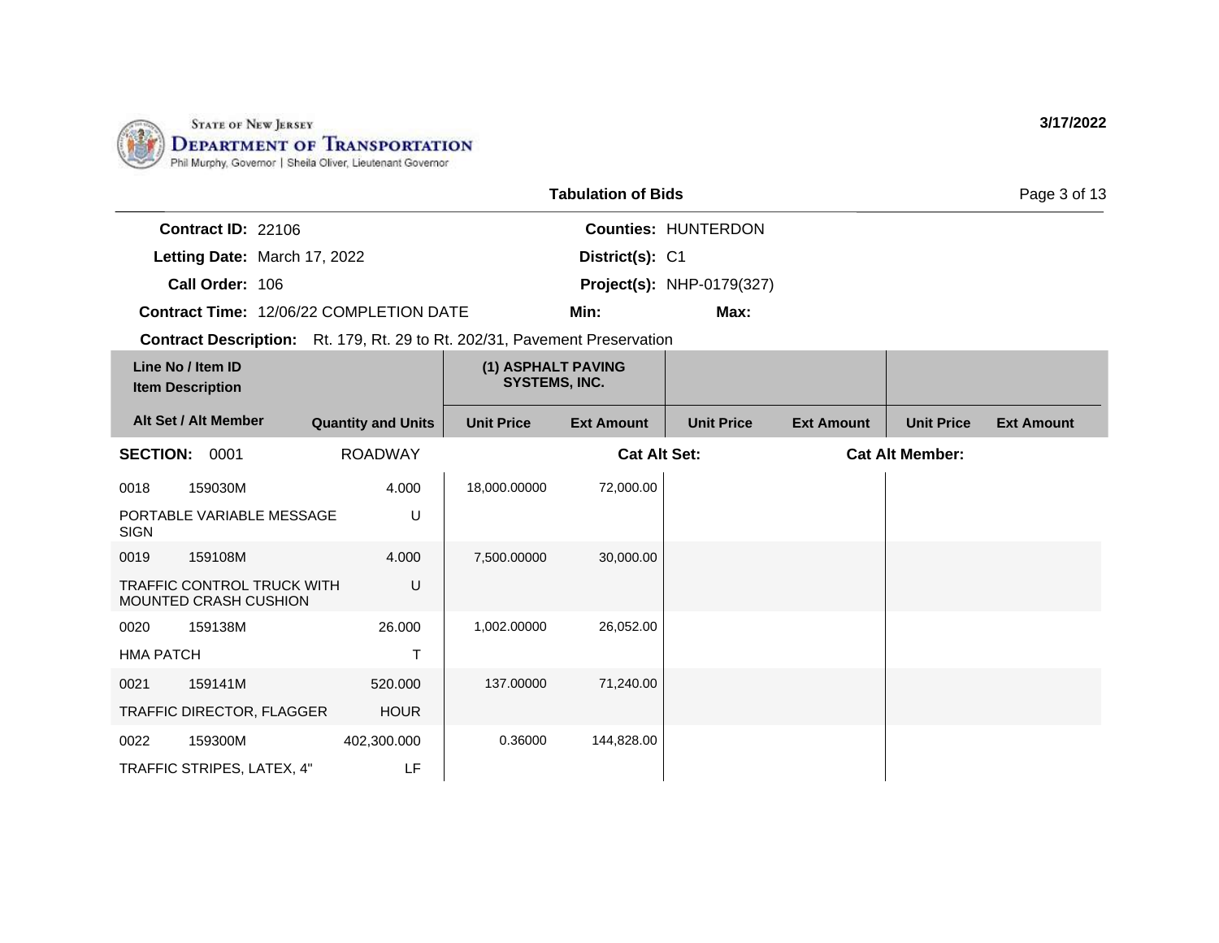STATE OF NEW JERSEY
DEPARTMENT OF TRANSPORTATION
Phil Murphy, Governor | Sheila Oliver, Lieutenant Governor

**3/17/2022**

## Tabulation of Bids

**Contract ID:** 22106
**Letting Date:** March 17, 2022
**Call Order:** 106
**Contract Time:** 12/06/22 COMPLETION DATE

**Counties:** HUNTERDON
**District(s):** C1
**Project(s):** NHP-0179(327)
**Min:** **Max:**

**Contract Description:** Rt. 179, Rt. 29 to Rt. 202/31, Pavement Preservation

| Line No / Item ID<br>Item Description<br>Alt Set / Alt Member | Quantity and Units | (1) ASPHALT PAVING SYSTEMS, INC.<br>Unit Price | <br>Ext Amount | <br>Unit Price | <br>Ext Amount | <br>Unit Price | <br>Ext Amount |
|---|---|---|---|---|---|---|---|
| **SECTION: 0001 ROADWAY** | | | **Cat Alt Set:** | | | **Cat Alt Member:** | |
| 0018 159030M<br>PORTABLE VARIABLE MESSAGE SIGN | 4.000<br>U | 18,000.00000 | 72,000.00 | | | | |
| 0019 159108M<br>TRAFFIC CONTROL TRUCK WITH MOUNTED CRASH CUSHION | 4.000<br>U | 7,500.00000 | 30,000.00 | | | | |
| 0020 159138M<br>HMA PATCH | 26.000<br>T | 1,002.00000 | 26,052.00 | | | | |
| 0021 159141M<br>TRAFFIC DIRECTOR, FLAGGER | 520.000<br>HOUR | 137.00000 | 71,240.00 | | | | |
| 0022 159300M<br>TRAFFIC STRIPES, LATEX, 4" | 402,300.000<br>LF | 0.36000 | 144,828.00 | | | | |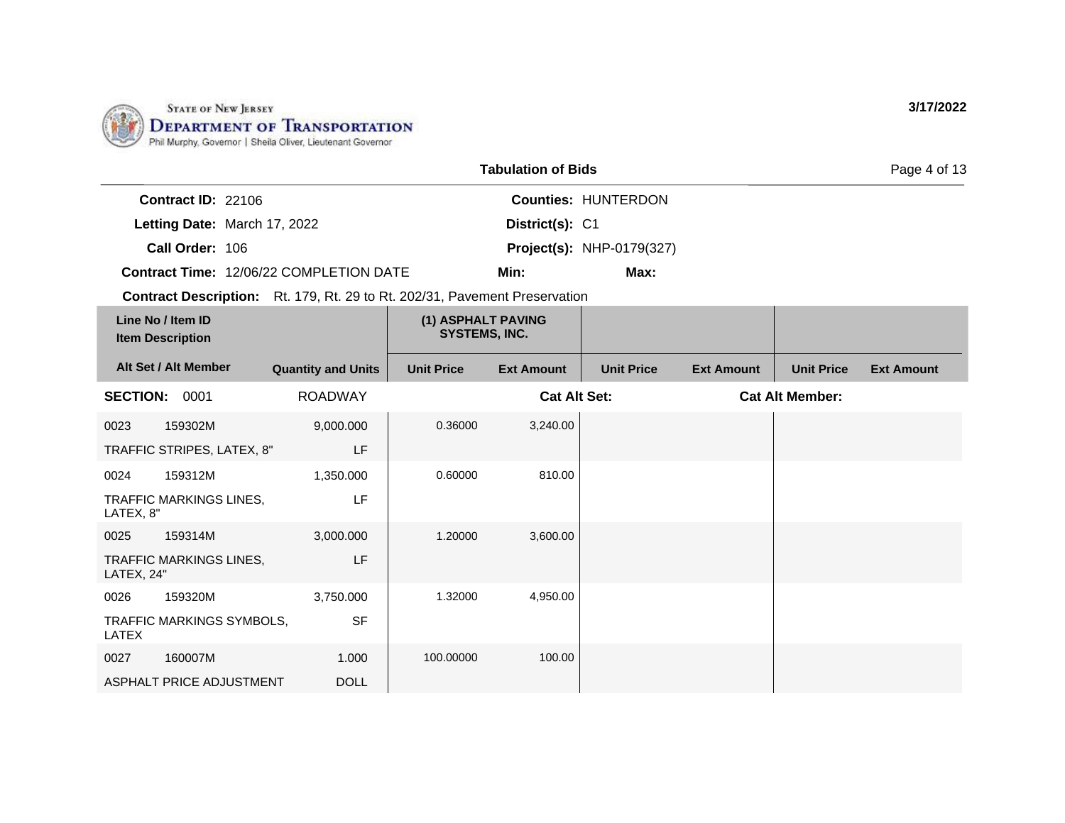STATE OF NEW JERSEY
DEPARTMENT OF TRANSPORTATION
Phil Murphy, Governor | Sheila Oliver, Lieutenant Governor

3/17/2022

## Tabulation of Bids

**Contract ID:** 22106
**Letting Date:** March 17, 2022
**Call Order:** 106
**Contract Time:** 12/06/22 COMPLETION DATE
**Contract Description:** Rt. 179, Rt. 29 to Rt. 202/31, Pavement Preservation

**Counties:** HUNTERDON
**District(s):** C1
**Project(s):** NHP-0179(327)
**Min:**
**Max:**

| Line No / Item ID / Item Description | | | (1) ASPHALT PAVING SYSTEMS, INC. | | | | | |
|---|---|---|---|---|---|---|---|---|
| Alt Set / Alt Member | | Quantity and Units | Unit Price | Ext Amount | Unit Price | Ext Amount | Unit Price | Ext Amount |
| **SECTION:** 0001 | | ROADWAY | | **Cat Alt Set:** | | **Cat Alt Member:** | | |
| 0023 | 159302M | 9,000.000 | 0.36000 | 3,240.00 | | | | |
| TRAFFIC STRIPES, LATEX, 8" | | LF | | | | | | |
| 0024 | 159312M | 1,350.000 | 0.60000 | 810.00 | | | | |
| TRAFFIC MARKINGS LINES, LATEX, 8" | | LF | | | | | | |
| 0025 | 159314M | 3,000.000 | 1.20000 | 3,600.00 | | | | |
| TRAFFIC MARKINGS LINES, LATEX, 24" | | LF | | | | | | |
| 0026 | 159320M | 3,750.000 | 1.32000 | 4,950.00 | | | | |
| TRAFFIC MARKINGS SYMBOLS, LATEX | | SF | | | | | | |
| 0027 | 160007M | 1.000 | 100.00000 | 100.00 | | | | |
| ASPHALT PRICE ADJUSTMENT | | DOLL | | | | | | |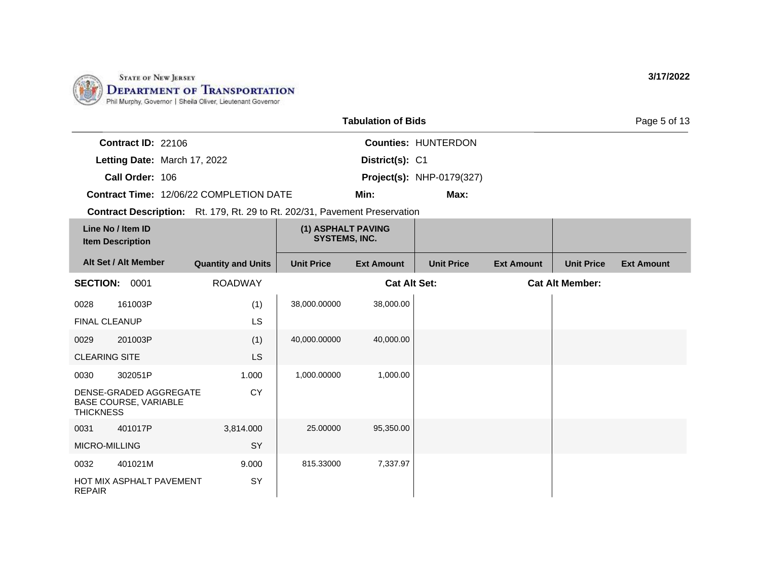STATE OF NEW JERSEY
DEPARTMENT OF TRANSPORTATION
Phil Murphy, Governor | Sheila Oliver, Lieutenant Governor

3/17/2022

## Tabulation of Bids

**Contract ID:** 22106
**Letting Date:** March 17, 2022
**Call Order:** 106
**Contract Time:** 12/06/22 COMPLETION DATE

**Counties:** HUNTERDON
**District(s):** C1
**Project(s):** NHP-0179(327)
**Min:**
**Max:**

**Contract Description:** Rt. 179, Rt. 29 to Rt. 202/31, Pavement Preservation

| Line No / Item ID<br>Item Description | | (1) ASPHALT PAVING SYSTEMS, INC. | | | | | |
|---|---|---|---|---|---|---|---|
| **Alt Set / Alt Member** | **Quantity and Units** | **Unit Price** | **Ext Amount** | **Unit Price** | **Ext Amount** | **Unit Price** | **Ext Amount** |
| **SECTION: 0001** | ROADWAY | | **Cat Alt Set:** | | | **Cat Alt Member:** | |
| 0028 161003P<br>FINAL CLEANUP | (1)<br>LS | 38,000.00000 | 38,000.00 | | | | |
| 0029 201003P<br>CLEARING SITE | (1)<br>LS | 40,000.00000 | 40,000.00 | | | | |
| 0030 302051P<br>DENSE-GRADED AGGREGATE BASE COURSE, VARIABLE THICKNESS | 1.000<br>CY | 1,000.00000 | 1,000.00 | | | | |
| 0031 401017P<br>MICRO-MILLING | 3,814.000<br>SY | 25.00000 | 95,350.00 | | | | |
| 0032 401021M<br>HOT MIX ASPHALT PAVEMENT REPAIR | 9.000<br>SY | 815.33000 | 7,337.97 | | | | |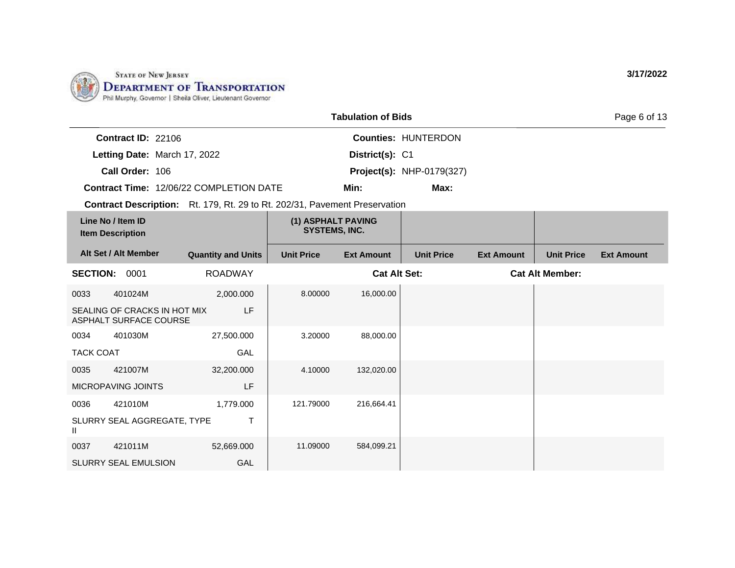State of New Jersey
**Department of Transportation**
Phil Murphy, Governor | Sheila Oliver, Lieutenant Governor

3/17/2022

## Tabulation of Bids

**Contract ID:** 22106
**Letting Date:** March 17, 2022
**Call Order:** 106
**Contract Time:** 12/06/22 COMPLETION DATE
**Counties:** HUNTERDON
**District(s):** C1
**Project(s):** NHP-0179(327)
**Min:**
**Max:**

**Contract Description:** Rt. 179, Rt. 29 to Rt. 202/31, Pavement Preservation

| Line No / Item ID / Item Description | | Alt Set / Alt Member / Quantity and Units | (1) ASPHALT PAVING SYSTEMS, INC. Unit Price | (1) ASPHALT PAVING SYSTEMS, INC. Ext Amount | Unit Price | Ext Amount | Unit Price | Ext Amount |
|---|---|---|---|---|---|---|---|---|
| **SECTION:** 0001 | | ROADWAY | | **Cat Alt Set:** | | **Cat Alt Member:** | | |
| 0033 | 401024M | 2,000.000 | 8.00000 | 16,000.00 | | | | |
| SEALING OF CRACKS IN HOT MIX ASPHALT SURFACE COURSE | | LF | | | | | | |
| 0034 | 401030M | 27,500.000 | 3.20000 | 88,000.00 | | | | |
| TACK COAT | | GAL | | | | | | |
| 0035 | 421007M | 32,200.000 | 4.10000 | 132,020.00 | | | | |
| MICROPAVING JOINTS | | LF | | | | | | |
| 0036 | 421010M | 1,779.000 | 121.79000 | 216,664.41 | | | | |
| SLURRY SEAL AGGREGATE, TYPE II | | T | | | | | | |
| 0037 | 421011M | 52,669.000 | 11.09000 | 584,099.21 | | | | |
| SLURRY SEAL EMULSION | | GAL | | | | | | |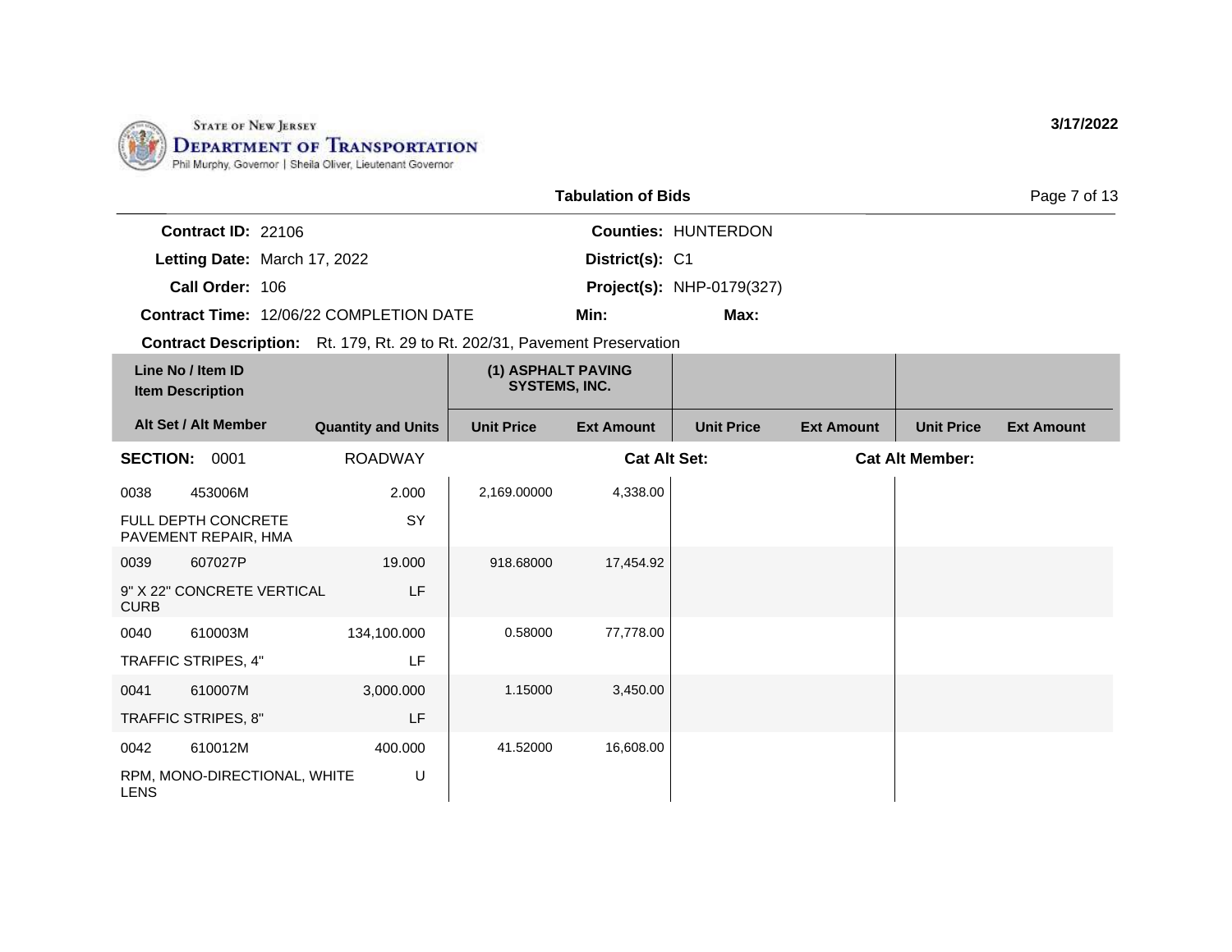STATE OF NEW JERSEY
DEPARTMENT OF TRANSPORTATION
Phil Murphy, Governor | Sheila Oliver, Lieutenant Governor

**3/17/2022**

## Tabulation of Bids

**Contract ID:** 22106
**Letting Date:** March 17, 2022
**Call Order:** 106
**Contract Time:** 12/06/22 COMPLETION DATE

**Counties:** HUNTERDON
**District(s):** C1
**Project(s):** NHP-0179(327)
**Min:**
**Max:**

**Contract Description:** Rt. 179, Rt. 29 to Rt. 202/31, Pavement Preservation

| Line No / Item ID<br>Item Description | | (1) ASPHALT PAVING SYSTEMS, INC. | | | | | |
|---|---|---|---|---|---|---|---|
| Alt Set / Alt Member | Quantity and Units | Unit Price | Ext Amount | Unit Price | Ext Amount | Unit Price | Ext Amount |
| **SECTION:** 0001 | ROADWAY | | **Cat Alt Set:** | | | **Cat Alt Member:** | |
| 0038 453006M | 2.000 | 2,169.00000 | 4,338.00 | | | | |
| FULL DEPTH CONCRETE PAVEMENT REPAIR, HMA | SY | | | | | | |
| 0039 607027P | 19.000 | 918.68000 | 17,454.92 | | | | |
| 9" X 22" CONCRETE VERTICAL CURB | LF | | | | | | |
| 0040 610003M | 134,100.000 | 0.58000 | 77,778.00 | | | | |
| TRAFFIC STRIPES, 4" | LF | | | | | | |
| 0041 610007M | 3,000.000 | 1.15000 | 3,450.00 | | | | |
| TRAFFIC STRIPES, 8" | LF | | | | | | |
| 0042 610012M | 400.000 | 41.52000 | 16,608.00 | | | | |
| RPM, MONO-DIRECTIONAL, WHITE LENS | U | | | | | | |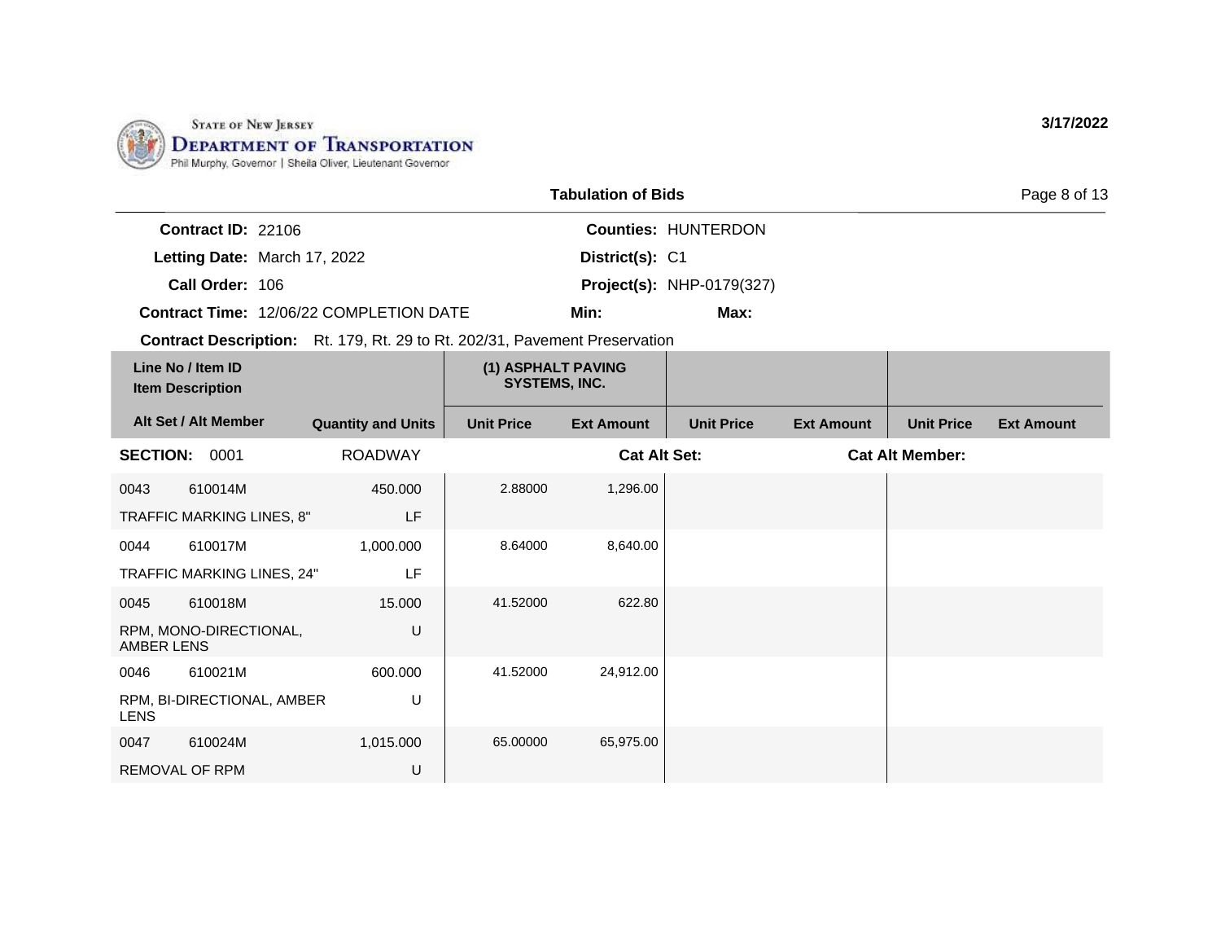STATE OF NEW JERSEY
DEPARTMENT OF TRANSPORTATION
Phil Murphy, Governor | Sheila Oliver, Lieutenant Governor

3/17/2022

## Tabulation of Bids

**Contract ID:** 22106
**Letting Date:** March 17, 2022
**Call Order:** 106
**Contract Time:** 12/06/22 COMPLETION DATE

**Counties:** HUNTERDON
**District(s):** C1
**Project(s):** NHP-0179(327)
**Min:** **Max:**

**Contract Description:** Rt. 179, Rt. 29 to Rt. 202/31, Pavement Preservation

| Line No / Item ID / Item Description / Alt Set / Alt Member | | Quantity and Units | (1) ASPHALT PAVING SYSTEMS, INC. Unit Price | Ext Amount | Unit Price | Ext Amount | Unit Price | Ext Amount |
|---|---|---|---|---|---|---|---|---|
| **SECTION: 0001** | | ROADWAY | | **Cat Alt Set:** | | **Cat Alt Member:** | | |
| 0043 | 610014M | 450.000 | 2.88000 | 1,296.00 | | | | |
| TRAFFIC MARKING LINES, 8" | | LF | | | | | | |
| 0044 | 610017M | 1,000.000 | 8.64000 | 8,640.00 | | | | |
| TRAFFIC MARKING LINES, 24" | | LF | | | | | | |
| 0045 | 610018M | 15.000 | 41.52000 | 622.80 | | | | |
| RPM, MONO-DIRECTIONAL, AMBER LENS | | U | | | | | | |
| 0046 | 610021M | 600.000 | 41.52000 | 24,912.00 | | | | |
| RPM, BI-DIRECTIONAL, AMBER LENS | | U | | | | | | |
| 0047 | 610024M | 1,015.000 | 65.00000 | 65,975.00 | | | | |
| REMOVAL OF RPM | | U | | | | | | |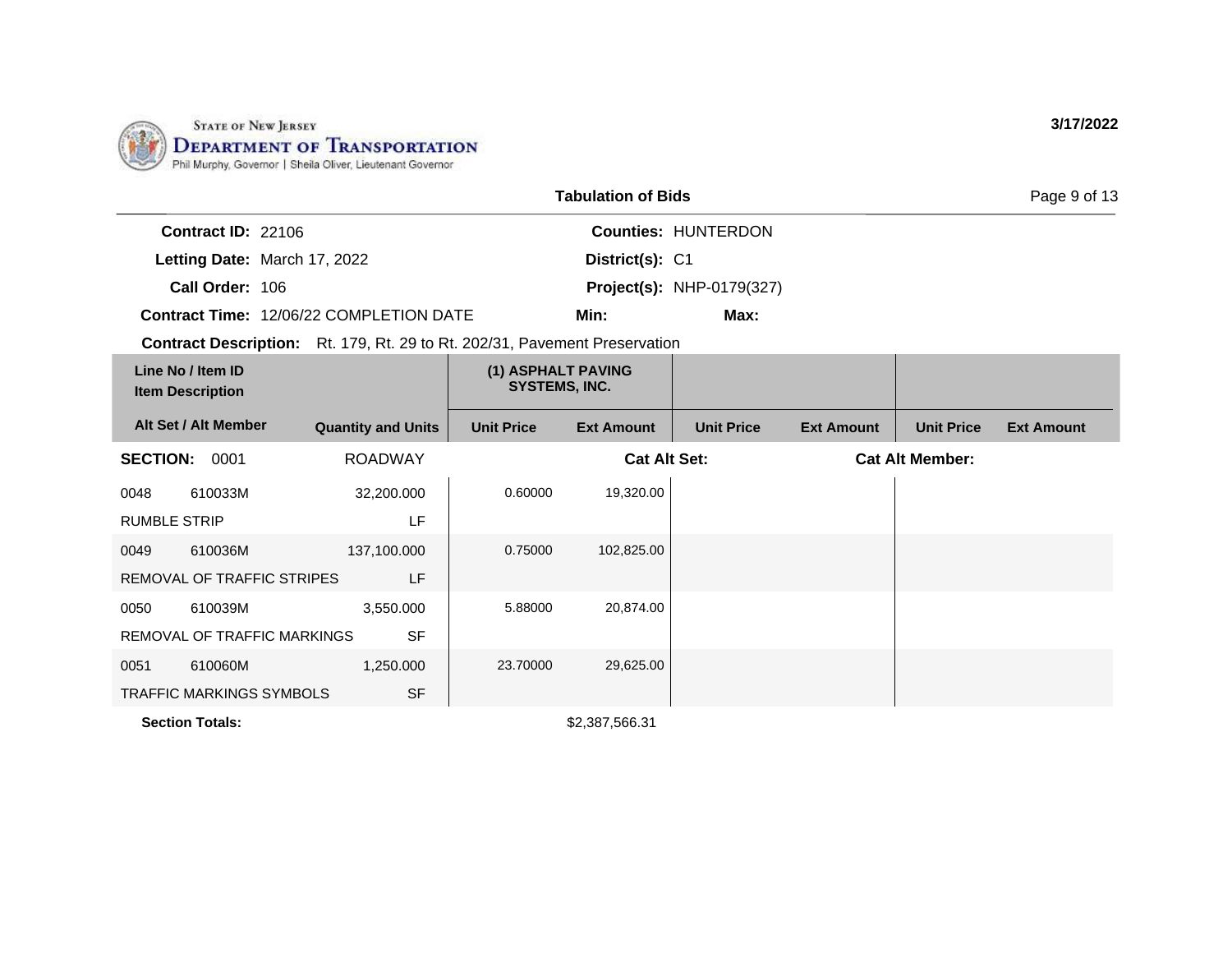State of New Jersey
**Department of Transportation**
Phil Murphy, Governor | Sheila Oliver, Lieutenant Governor

**3/17/2022**

## Tabulation of Bids

**Contract ID:** 22106
**Letting Date:** March 17, 2022
**Call Order:** 106
**Contract Time:** 12/06/22 COMPLETION DATE
**Contract Description:** Rt. 179, Rt. 29 to Rt. 202/31, Pavement Preservation

**Counties:** HUNTERDON
**District(s):** C1
**Project(s):** NHP-0179(327)
**Min:**
**Max:**

| Line No / Item ID<br>Item Description<br>Alt Set / Alt Member | | Quantity and Units | (1) ASPHALT PAVING SYSTEMS, INC.<br>Unit Price | Ext Amount | Unit Price | Ext Amount | Unit Price | Ext Amount |
|---|---|---|---|---|---|---|---|---|
| **SECTION:** 0001 | | ROADWAY | | **Cat Alt Set:** | | **Cat Alt Member:** | | |
| 0048 | 610033M | 32,200.000 | 0.60000 | 19,320.00 | | | | |
| RUMBLE STRIP | | LF | | | | | | |
| 0049 | 610036M | 137,100.000 | 0.75000 | 102,825.00 | | | | |
| REMOVAL OF TRAFFIC STRIPES | | LF | | | | | | |
| 0050 | 610039M | 3,550.000 | 5.88000 | 20,874.00 | | | | |
| REMOVAL OF TRAFFIC MARKINGS | | SF | | | | | | |
| 0051 | 610060M | 1,250.000 | 23.70000 | 29,625.00 | | | | |
| TRAFFIC MARKINGS SYMBOLS | | SF | | | | | | |
| **Section Totals:** | | | | $2,387,566.31 | | | | |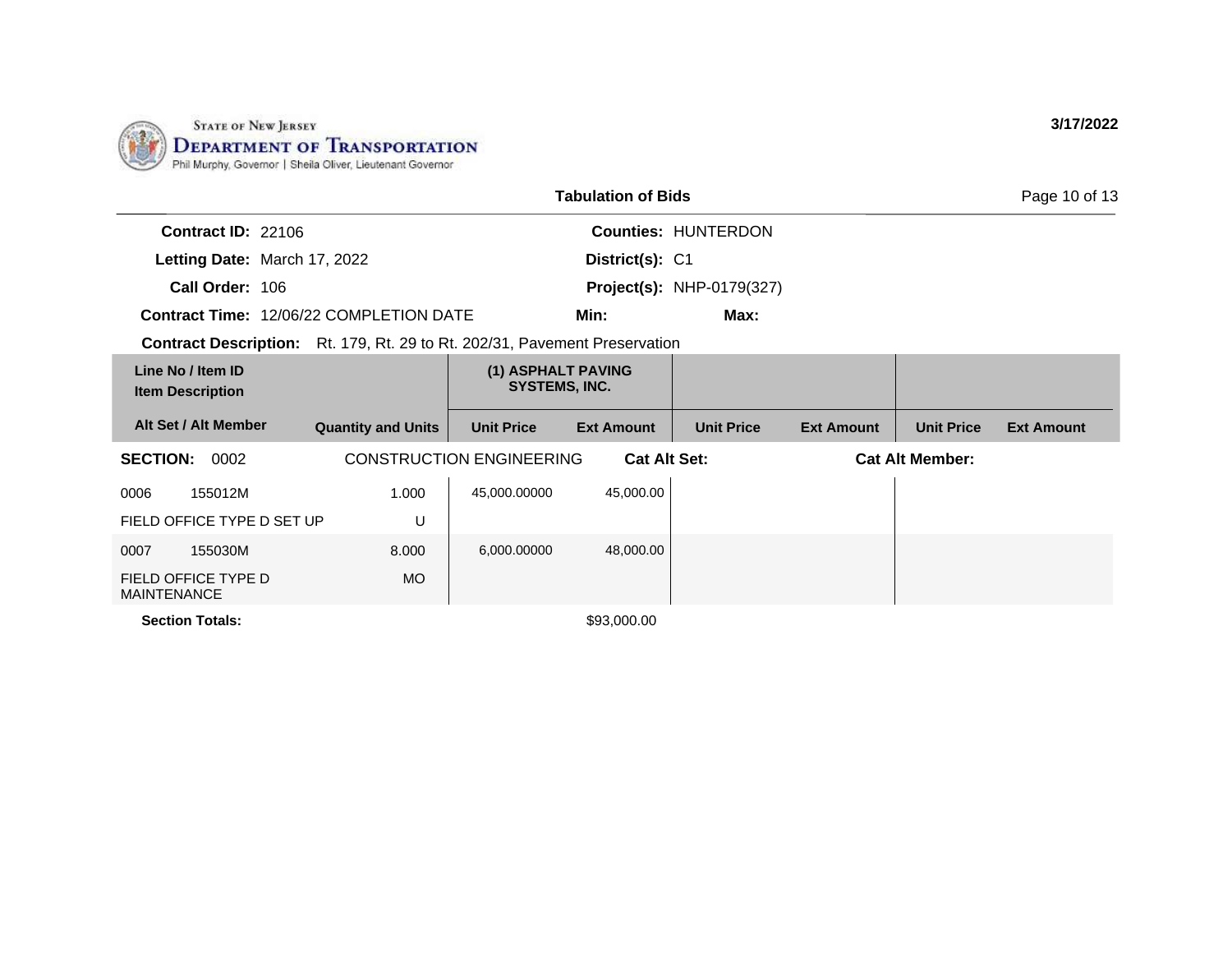STATE OF NEW JERSEY
DEPARTMENT OF TRANSPORTATION
Phil Murphy, Governor | Sheila Oliver, Lieutenant Governor

**3/17/2022**

**Tabulation of Bids**

**Contract ID:** 22106
**Letting Date:** March 17, 2022
**Call Order:** 106
**Contract Time:** 12/06/22 COMPLETION DATE

**Counties:** HUNTERDON
**District(s):** C1
**Project(s):** NHP-0179(327)
**Min:** **Max:**

**Contract Description:** Rt. 179, Rt. 29 to Rt. 202/31, Pavement Preservation

| Line No / Item ID / Item Description | | Quantity and Units | (1) ASPHALT PAVING SYSTEMS, INC. Unit Price | Ext Amount | Unit Price | Ext Amount | Unit Price | Ext Amount |
|---|---|---|---|---|---|---|---|---|
| **Alt Set / Alt Member** | | | | | | | | |
| **SECTION: 0002** | CONSTRUCTION ENGINEERING | | **Cat Alt Set:** | | | **Cat Alt Member:** | | |
| 0006 | 155012M | 1.000 | 45,000.00000 | 45,000.00 | | | | |
| FIELD OFFICE TYPE D SET UP | | U | | | | | | |
| 0007 | 155030M | 8.000 | 6,000.00000 | 48,000.00 | | | | |
| FIELD OFFICE TYPE D MAINTENANCE | | MO | | | | | | |
| **Section Totals:** | | | | $93,000.00 | | | | |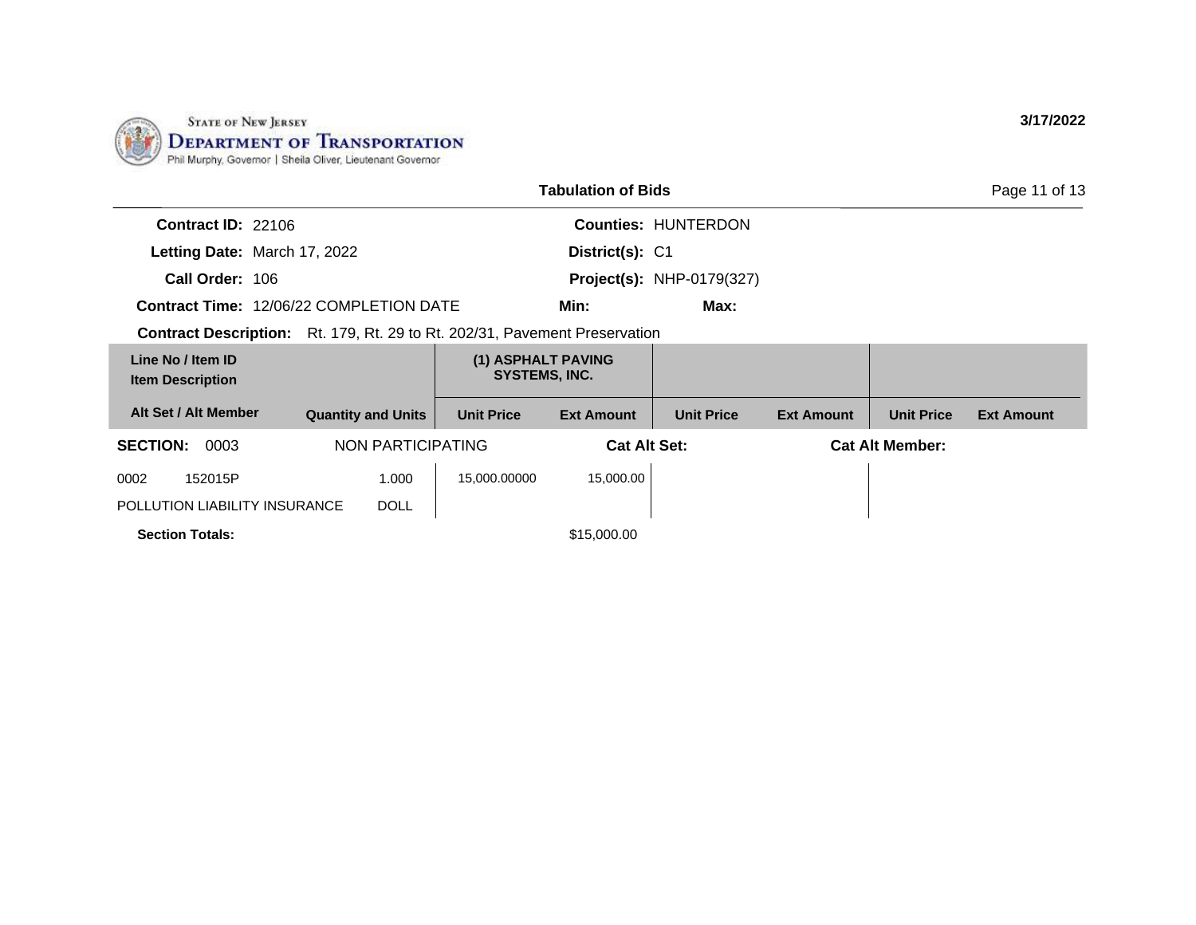STATE OF NEW JERSEY
DEPARTMENT OF TRANSPORTATION
Phil Murphy, Governor | Sheila Oliver, Lieutenant Governor

3/17/2022

## Tabulation of Bids

**Contract ID:** 22106
**Letting Date:** March 17, 2022
**Call Order:** 106
**Contract Time:** 12/06/22 COMPLETION DATE
**Contract Description:** Rt. 179, Rt. 29 to Rt. 202/31, Pavement Preservation

**Counties:** HUNTERDON
**District(s):** C1
**Project(s):** NHP-0179(327)
**Min:**
**Max:**

| Line No / Item ID<br>Item Description | | (1) ASPHALT PAVING SYSTEMS, INC. | | | | | |
|---|---|---|---|---|---|---|---|
| Alt Set / Alt Member | Quantity and Units | Unit Price | Ext Amount | Unit Price | Ext Amount | Unit Price | Ext Amount |
| **SECTION:** 0003 | NON PARTICIPATING | | **Cat Alt Set:** | | | **Cat Alt Member:** | |
| 0002 152015P<br>POLLUTION LIABILITY INSURANCE | 1.000<br>DOLL | 15,000.00000 | 15,000.00 | | | | |
| **Section Totals:** | | | $15,000.00 | | | | |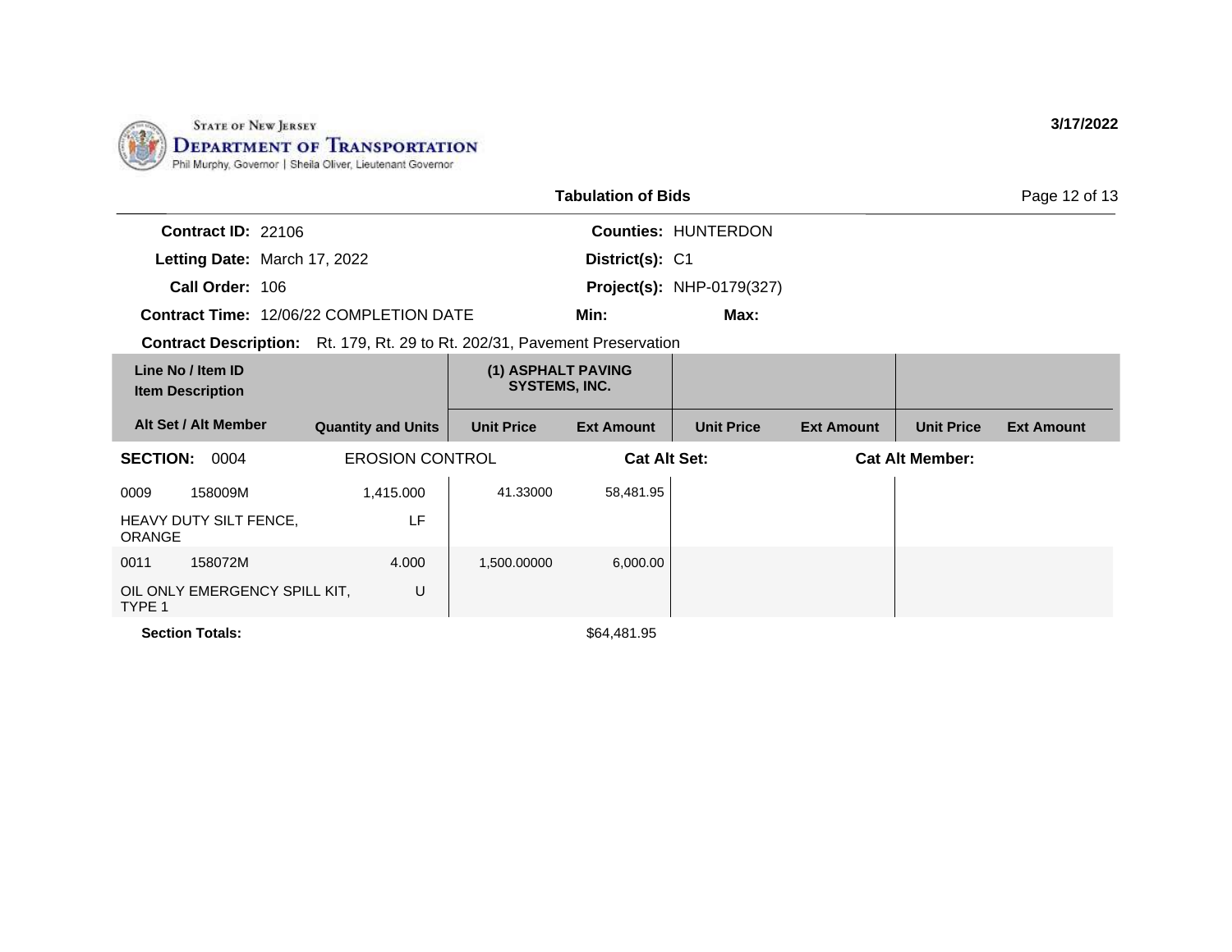STATE OF NEW JERSEY
**DEPARTMENT OF TRANSPORTATION**
Phil Murphy, Governor | Sheila Oliver, Lieutenant Governor

**3/17/2022**

## Tabulation of Bids

**Contract ID:** 22106
**Letting Date:** March 17, 2022
**Call Order:** 106
**Contract Time:** 12/06/22 COMPLETION DATE
**Contract Description:** Rt. 179, Rt. 29 to Rt. 202/31, Pavement Preservation

**Counties:** HUNTERDON
**District(s):** C1
**Project(s):** NHP-0179(327)
**Min:**
**Max:**

| Line No / Item ID / Item Description | Alt Set / Alt Member | Quantity and Units | (1) ASPHALT PAVING SYSTEMS, INC. | | | | | |
|---|---|---|---|---|---|---|---|---|
| | | | Unit Price | Ext Amount | Unit Price | Ext Amount | Unit Price | Ext Amount |
| **SECTION: 0004** | EROSION CONTROL | | **Cat Alt Set:** | | | **Cat Alt Member:** | | |
| 0009 158009M HEAVY DUTY SILT FENCE, ORANGE | | 1,415.000 LF | 41.33000 | 58,481.95 | | | | |
| 0011 158072M OIL ONLY EMERGENCY SPILL KIT, TYPE 1 | | 4.000 U | 1,500.00000 | 6,000.00 | | | | |
| **Section Totals:** | | | | $64,481.95 | | | | |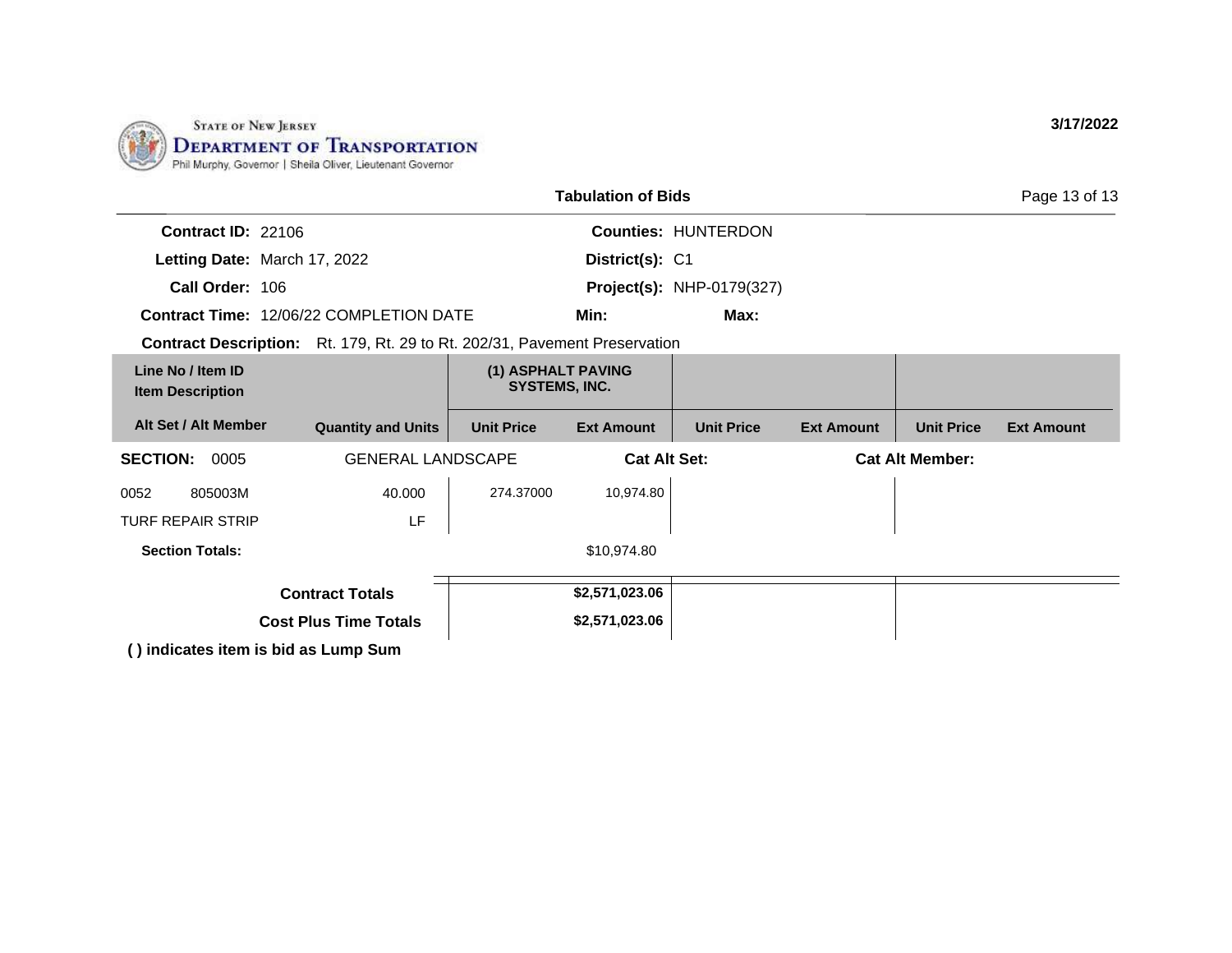STATE OF NEW JERSEY
DEPARTMENT OF TRANSPORTATION
Phil Murphy, Governor | Sheila Oliver, Lieutenant Governor

3/17/2022

## Tabulation of Bids

**Contract ID:** 22106
**Letting Date:** March 17, 2022
**Call Order:** 106
**Contract Time:** 12/06/22 COMPLETION DATE
**Counties:** HUNTERDON
**District(s):** C1
**Project(s):** NHP-0179(327)
**Min:**
**Max:**
**Contract Description:** Rt. 179, Rt. 29 to Rt. 202/31, Pavement Preservation

| Line No / Item ID<br>Item Description | | (1) ASPHALT PAVING SYSTEMS, INC. | | | | | |
|---|---|---|---|---|---|---|---|
| **Alt Set / Alt Member** | **Quantity and Units** | **Unit Price** | **Ext Amount** | **Unit Price** | **Ext Amount** | **Unit Price** | **Ext Amount** |
| **SECTION: 0005** | GENERAL LANDSCAPE | | **Cat Alt Set:** | | | **Cat Alt Member:** | |
| 0052 805003M<br>TURF REPAIR STRIP | 40.000<br>LF | 274.37000 | 10,974.80 | | | | |
| **Section Totals:** | | | $10,974.80 | | | | |
| **Contract Totals** | | | **$2,571,023.06** | | | | |
| **Cost Plus Time Totals** | | | **$2,571,023.06** | | | | |

**( ) indicates item is bid as Lump Sum**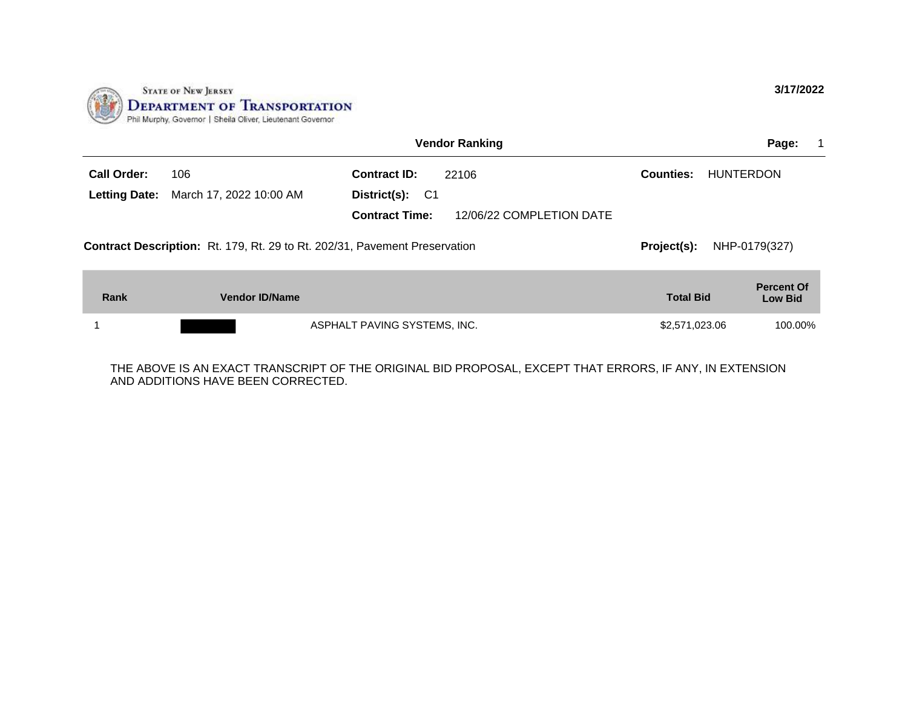STATE OF NEW JERSEY
**DEPARTMENT OF TRANSPORTATION**
Phil Murphy, Governor | Sheila Oliver, Lieutenant Governor

**3/17/2022**

## Vendor Ranking

**Page:** 1

**Call Order:** 106 **Contract ID:** 22106 **Counties:** HUNTERDON

**Letting Date:** March 17, 2022 10:00 AM **District(s):** C1

**Contract Time:** 12/06/22 COMPLETION DATE

**Contract Description:** Rt. 179, Rt. 29 to Rt. 202/31, Pavement Preservation **Project(s):** NHP-0179(327)

| Rank | Vendor ID/Name | | Total Bid | Percent Of Low Bid |
|---|---|---|---|---|
| 1 | | ASPHALT PAVING SYSTEMS, INC. | $2,571,023.06 | 100.00% |

THE ABOVE IS AN EXACT TRANSCRIPT OF THE ORIGINAL BID PROPOSAL, EXCEPT THAT ERRORS, IF ANY, IN EXTENSION AND ADDITIONS HAVE BEEN CORRECTED.